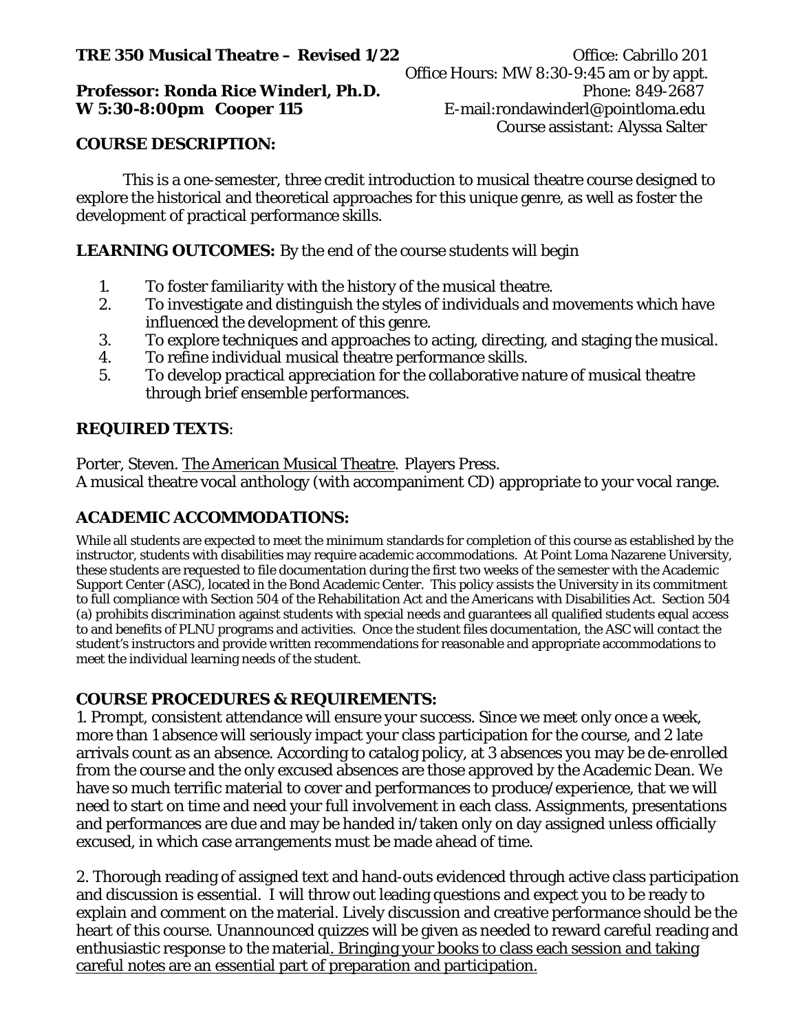**TRE 350 Musical Theatre – Revised 1/22**

Office: Cabrillo 201
Office Hours: MW 8:30-9:45 am or by appt.

**Professor: Ronda Rice Winderl, Ph.D.**
Phone: 849-2687

**W 5:30-8:00pm Cooper 115**
E-mail:rondawinderl@pointloma.edu
Course assistant: Alyssa Salter

## COURSE DESCRIPTION:

This is a one-semester, three credit introduction to musical theatre course designed to explore the historical and theoretical approaches for this unique genre, as well as foster the development of practical performance skills.

**LEARNING OUTCOMES:** By the end of the course students will begin

1. To foster familiarity with the history of the musical theatre.
2. To investigate and distinguish the styles of individuals and movements which have influenced the development of this genre.
3. To explore techniques and approaches to acting, directing, and staging the musical.
4. To refine individual musical theatre performance skills.
5. To develop practical appreciation for the collaborative nature of musical theatre through brief ensemble performances.

## REQUIRED TEXTS:

Porter, Steven. The American Musical Theatre. Players Press.
A musical theatre vocal anthology (with accompaniment CD) appropriate to your vocal range.

## ACADEMIC ACCOMMODATIONS:

While all students are expected to meet the minimum standards for completion of this course as established by the instructor, students with disabilities may require academic accommodations. At Point Loma Nazarene University, these students are requested to file documentation during the first two weeks of the semester with the Academic Support Center (ASC), located in the Bond Academic Center. This policy assists the University in its commitment to full compliance with Section 504 of the Rehabilitation Act and the Americans with Disabilities Act. Section 504 (a) prohibits discrimination against students with special needs and guarantees all qualified students equal access to and benefits of PLNU programs and activities. Once the student files documentation, the ASC will contact the student's instructors and provide written recommendations for reasonable and appropriate accommodations to meet the individual learning needs of the student.

## COURSE PROCEDURES & REQUIREMENTS:

1. Prompt, consistent attendance will ensure your success. Since we meet only once a week, more than 1 absence will seriously impact your class participation for the course, and 2 late arrivals count as an absence. According to catalog policy, at 3 absences you may be de-enrolled from the course and the only excused absences are those approved by the Academic Dean. We have so much terrific material to cover and performances to produce/experience, that we will need to start on time and need your full involvement in each class. Assignments, presentations and performances are due and may be handed in/taken only on day assigned unless officially excused, in which case arrangements must be made ahead of time.

2. Thorough reading of assigned text and hand-outs evidenced through active class participation and discussion is essential. I will throw out leading questions and expect you to be ready to explain and comment on the material. Lively discussion and creative performance should be the heart of this course. Unannounced quizzes will be given as needed to reward careful reading and enthusiastic response to the material. Bringing your books to class each session and taking careful notes are an essential part of preparation and participation.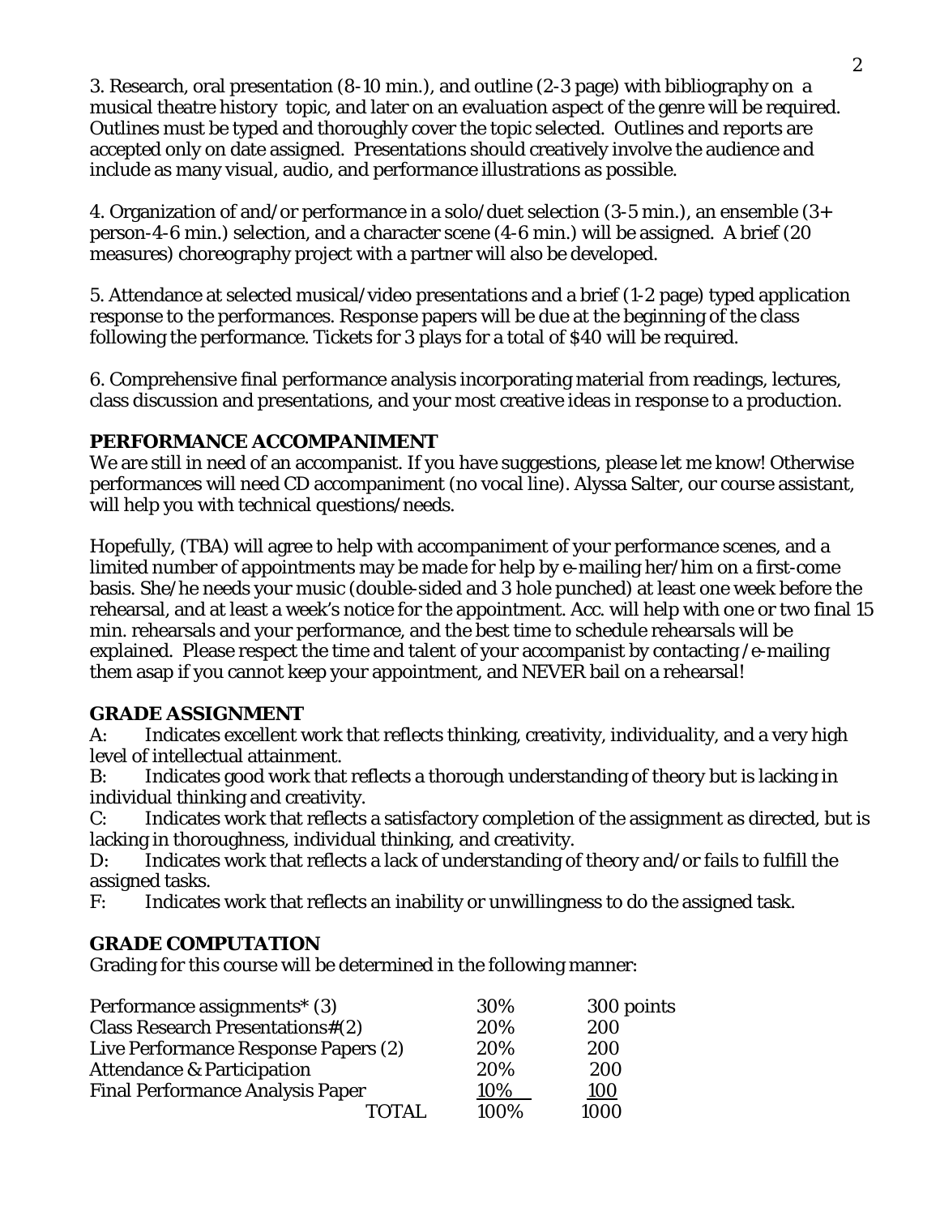3. Research, oral presentation (8-10 min.), and outline (2-3 page) with bibliography on a musical theatre history topic, and later on an evaluation aspect of the genre will be required. Outlines must be typed and thoroughly cover the topic selected. Outlines and reports are accepted only on date assigned. Presentations should creatively involve the audience and include as many visual, audio, and performance illustrations as possible.

4. Organization of and/or performance in a solo/duet selection (3-5 min.), an ensemble (3+ person-4-6 min.) selection, and a character scene (4-6 min.) will be assigned. A brief (20 measures) choreography project with a partner will also be developed.

5. Attendance at selected musical/video presentations and a brief (1-2 page) typed application response to the performances. Response papers will be due at the beginning of the class following the performance. Tickets for 3 plays for a total of $40 will be required.

6. Comprehensive final performance analysis incorporating material from readings, lectures, class discussion and presentations, and your most creative ideas in response to a production.

## PERFORMANCE ACCOMPANIMENT

We are still in need of an accompanist. If you have suggestions, please let me know! Otherwise performances will need CD accompaniment (no vocal line). Alyssa Salter, our course assistant, will help you with technical questions/needs.

Hopefully, (TBA) will agree to help with accompaniment of your performance scenes, and a limited number of appointments may be made for help by e-mailing her/him on a first-come basis. She/he needs your music (double-sided and 3 hole punched) at least one week before the rehearsal, and at least a week's notice for the appointment. Acc. will help with one or two final 15 min. rehearsals and your performance, and the best time to schedule rehearsals will be explained. Please respect the time and talent of your accompanist by contacting /e-mailing them asap if you cannot keep your appointment, and NEVER bail on a rehearsal!

## GRADE ASSIGNMENT

A: Indicates excellent work that reflects thinking, creativity, individuality, and a very high level of intellectual attainment.
B: Indicates good work that reflects a thorough understanding of theory but is lacking in individual thinking and creativity.
C: Indicates work that reflects a satisfactory completion of the assignment as directed, but is lacking in thoroughness, individual thinking, and creativity.
D: Indicates work that reflects a lack of understanding of theory and/or fails to fulfill the assigned tasks.
F: Indicates work that reflects an inability or unwillingness to do the assigned task.

## GRADE COMPUTATION

Grading for this course will be determined in the following manner:

| | | |
|---|---|---|
| Performance assignments* (3) | 30% | 300 points |
| Class Research Presentations#(2) | 20% | 200 |
| Live Performance Response Papers (2) | 20% | 200 |
| Attendance & Participation | 20% | 200 |
| Final Performance Analysis Paper | 10% | 100 |
| TOTAL | 100% | 1000 |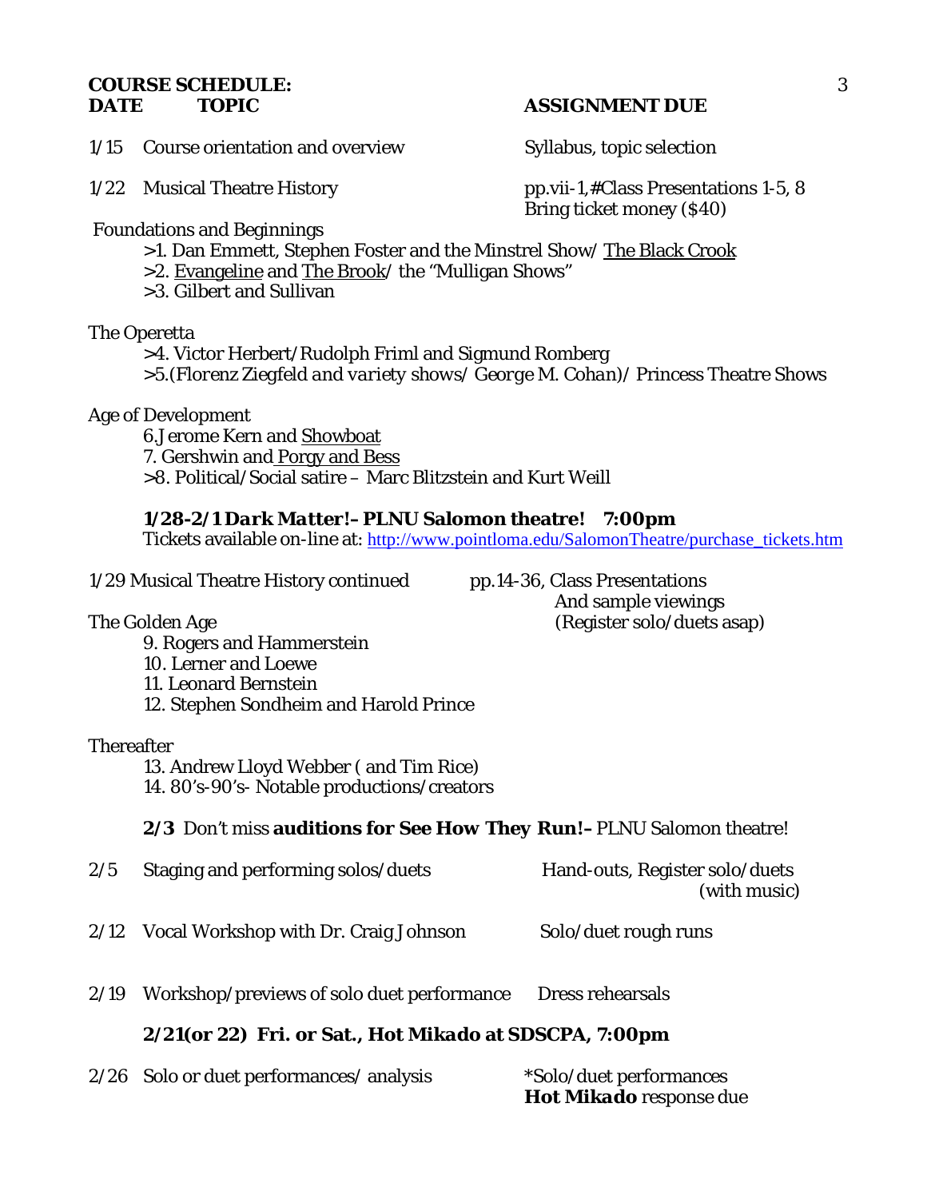**COURSE SCHEDULE:**

| **DATE** | **TOPIC** | **ASSIGNMENT DUE** |
|---|---|---|
| 1/15 | Course orientation and overview | Syllabus, topic selection |
| 1/22 | Musical Theatre History | pp.vii-1,#Class Presentations 1-5, 8<br>Bring ticket money ($40) |

Foundations and Beginnings

- >1. Dan Emmett, Stephen Foster and the Minstrel Show/ The Black Crook
- >2. Evangeline and The Brook/ the "Mulligan Shows"
- >3. Gilbert and Sullivan

The Operetta

- >4. Victor Herbert/Rudolph Friml and Sigmund Romberg
- >5.(*Florenz Ziegfeld and variety shows/ George M. Cohan*)/ Princess Theatre Shows

Age of Development

- 6.Jerome Kern and Showboat
- 7. Gershwin and Porgy and Bess
- >8. Political/Social satire – Marc Blitzstein and Kurt Weill

***1/28-2/1 Dark Matter!*– PLNU Salomon theatre! 7:00pm**

Tickets available on-line at: http://www.pointloma.edu/SalomonTheatre/purchase_tickets.htm

| | | |
|---|---|---|
| 1/29 | Musical Theatre History continued | pp.14-36, Class Presentations<br>And sample viewings<br>(Register solo/duets asap) |

The Golden Age

- 9. Rogers and Hammerstein
- 10. Lerner and Loewe
- 11. Leonard Bernstein
- 12. Stephen Sondheim and Harold Prince

Thereafter

- 13. Andrew Lloyd Webber ( and Tim Rice)
- 14. 80's-90's- Notable productions/creators

**2/3** Don't miss **auditions for *See How They Run!*–** PLNU Salomon theatre!

| | | |
|---|---|---|
| 2/5 | Staging and performing solos/duets | Hand-outs, Register solo/duets (with music) |
| 2/12 | Vocal Workshop with Dr. Craig Johnson | Solo/duet rough runs |
| 2/19 | Workshop/previews of solo duet performance | Dress rehearsals |

***2/21(or 22) Fri. or Sat., Hot Mikado at SDSCPA, 7:00pm***

| | | |
|---|---|---|
| 2/26 | Solo or duet performances/ analysis | *Solo/duet performances<br>***Hot Mikado*** response due |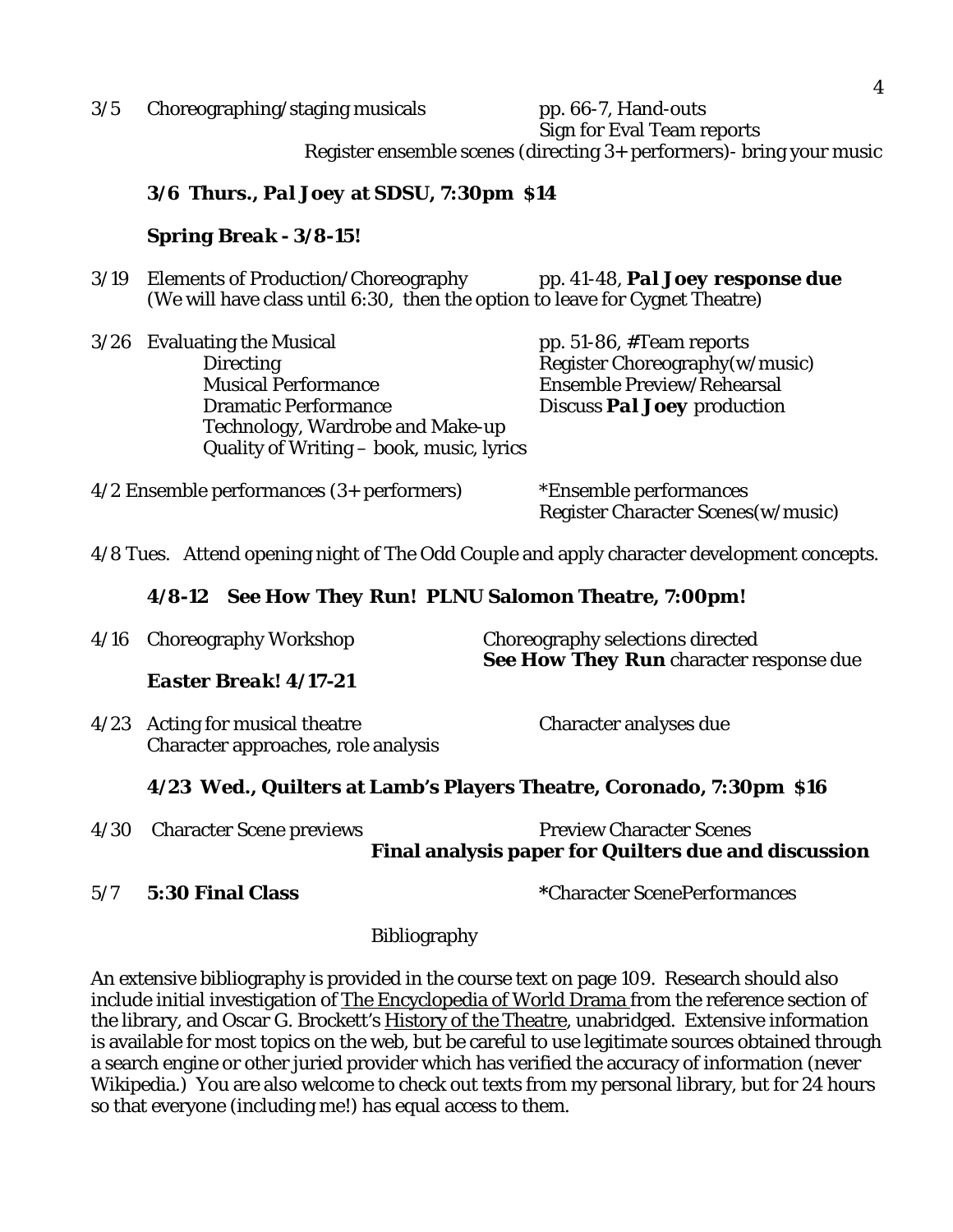3/5 Choreographing/staging musicals — pp. 66-7, Hand-outs
Sign for Eval Team reports
Register ensemble scenes (directing 3+ performers)- bring your music

***3/6 Thurs., Pal Joey at SDSU, 7:30pm $14***

***Spring Break - 3/8-15!***

3/19 Elements of Production/Choreography — pp. 41-48, ***Pal Joey* response due**
(We will have class until 6:30, then the option to leave for Cygnet Theatre)

3/26 Evaluating the Musical — pp. 51-86, #Team reports
- Directing — Register Choreography(w/music)
- Musical Performance — Ensemble Preview/Rehearsal
- Dramatic Performance — Discuss ***Pal Joey*** production
- Technology, Wardrobe and Make-up
- Quality of Writing – book, music, lyrics

4/2 Ensemble performances (3+ performers) — *Ensemble performances
Register Character Scenes(w/music)

4/8 Tues. Attend opening night of The Odd Couple and apply character development concepts.

**4/8-12 *See How They Run!* PLNU Salomon Theatre, 7:00pm!**

4/16 Choreography Workshop — Choreography selections directed
***See How They Run*** character response due

***Easter Break! 4/17-21***

4/23 Acting for musical theatre — Character analyses due
Character approaches, role analysis

**4/23 Wed., Quilters at Lamb's Players Theatre, Coronado, 7:30pm $16**

4/30 Character Scene previews — Preview Character Scenes
**Final analysis paper for Quilters due and discussion**

5/7 **5:30 Final Class** — *Character ScenePerformances

## Bibliography

An extensive bibliography is provided in the course text on page 109. Research should also include initial investigation of The Encyclopedia of World Drama from the reference section of the library, and Oscar G. Brockett's History of the Theatre, unabridged. Extensive information is available for most topics on the web, but be careful to use legitimate sources obtained through a search engine or other juried provider which has verified the accuracy of information (never Wikipedia.) You are also welcome to check out texts from my personal library, but for 24 hours so that everyone (including me!) has equal access to them.